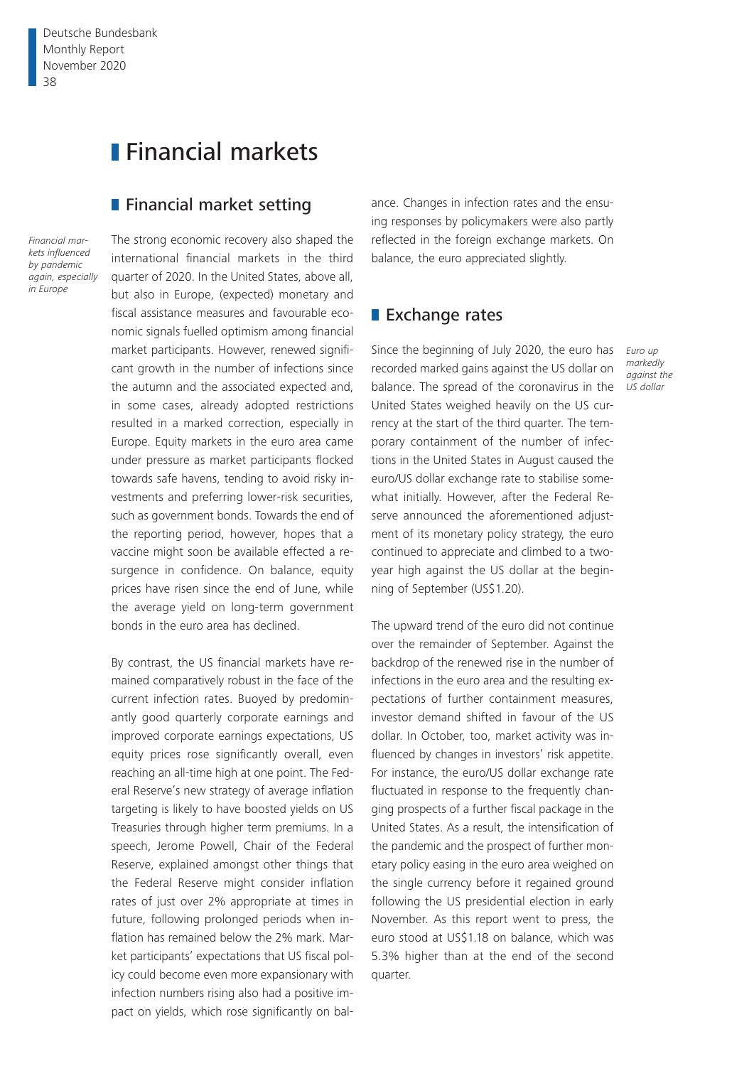# Financial markets

## Financial market setting

*Financial markets influenced by pandemic again, especially in Europe*

The strong economic recovery also shaped the international financial markets in the third quarter of 2020. In the United States, above all, but also in Europe, (expected) monetary and fiscal assistance measures and favourable economic signals fuelled optimism among financial market participants. However, renewed significant growth in the number of infections since the autumn and the associated expected and, in some cases, already adopted restrictions resulted in a marked correction, especially in Europe. Equity markets in the euro area came under pressure as market participants flocked towards safe havens, tending to avoid risky investments and preferring lower-risk securities, such as government bonds. Towards the end of the reporting period, however, hopes that a vaccine might soon be available effected a resurgence in confidence. On balance, equity prices have risen since the end of June, while the average yield on long-term government bonds in the euro area has declined.

By contrast, the US financial markets have remained comparatively robust in the face of the current infection rates. Buoyed by predominantly good quarterly corporate earnings and improved corporate earnings expectations, US equity prices rose significantly overall, even reaching an all-time high at one point. The Federal Reserve's new strategy of average inflation targeting is likely to have boosted yields on US Treasuries through higher term premiums. In a speech, Jerome Powell, Chair of the Federal Reserve, explained amongst other things that the Federal Reserve might consider inflation rates of just over 2% appropriate at times in future, following prolonged periods when inflation has remained below the 2% mark. Market participants' expectations that US fiscal policy could become even more expansionary with infection numbers rising also had a positive impact on yields, which rose significantly on balance. Changes in infection rates and the ensuing responses by policymakers were also partly reflected in the foreign exchange markets. On balance, the euro appreciated slightly.

## Exchange rates

*Euro up markedly against the US dollar*

Since the beginning of July 2020, the euro has recorded marked gains against the US dollar on balance. The spread of the coronavirus in the United States weighed heavily on the US currency at the start of the third quarter. The temporary containment of the number of infections in the United States in August caused the euro/US dollar exchange rate to stabilise somewhat initially. However, after the Federal Reserve announced the aforementioned adjustment of its monetary policy strategy, the euro continued to appreciate and climbed to a two-year high against the US dollar at the beginning of September (US$1.20).

The upward trend of the euro did not continue over the remainder of September. Against the backdrop of the renewed rise in the number of infections in the euro area and the resulting expectations of further containment measures, investor demand shifted in favour of the US dollar. In October, too, market activity was influenced by changes in investors' risk appetite. For instance, the euro/US dollar exchange rate fluctuated in response to the frequently changing prospects of a further fiscal package in the United States. As a result, the intensification of the pandemic and the prospect of further monetary policy easing in the euro area weighed on the single currency before it regained ground following the US presidential election in early November. As this report went to press, the euro stood at US$1.18 on balance, which was 5.3% higher than at the end of the second quarter.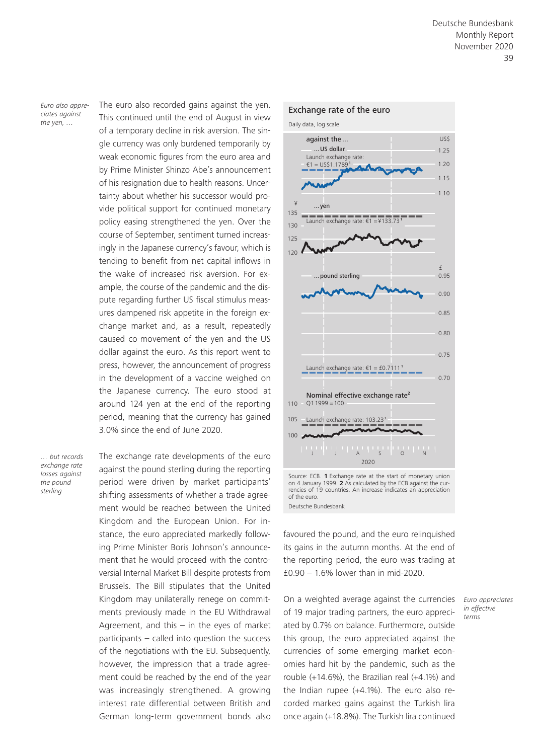*Euro also appreciates against the yen, …*

The euro also recorded gains against the yen. This continued until the end of August in view of a temporary decline in risk aversion. The single currency was only burdened temporarily by weak economic figures from the euro area and by Prime Minister Shinzo Abe's announcement of his resignation due to health reasons. Uncertainty about whether his successor would provide political support for continued monetary policy easing strengthened the yen. Over the course of September, sentiment turned increasingly in the Japanese currency's favour, which is tending to benefit from net capital inflows in the wake of increased risk aversion. For example, the course of the pandemic and the dispute regarding further US fiscal stimulus measures dampened risk appetite in the foreign exchange market and, as a result, repeatedly caused co-movement of the yen and the US dollar against the euro. As this report went to press, however, the announcement of progress in the development of a vaccine weighed on the Japanese currency. The euro stood at around 124 yen at the end of the reporting period, meaning that the currency has gained 3.0% since the end of June 2020.

*… but records exchange rate losses against the pound sterling*

The exchange rate developments of the euro against the pound sterling during the reporting period were driven by market participants' shifting assessments of whether a trade agreement would be reached between the United Kingdom and the European Union. For instance, the euro appreciated markedly following Prime Minister Boris Johnson's announcement that he would proceed with the controversial Internal Market Bill despite protests from Brussels. The Bill stipulates that the United Kingdom may unilaterally renege on commitments previously made in the EU Withdrawal Agreement, and this – in the eyes of market participants – called into question the success of the negotiations with the EU. Subsequently, however, the impression that a trade agreement could be reached by the end of the year was increasingly strengthened. A growing interest rate differential between British and German long-term government bonds also favoured the pound, and the euro relinquished its gains in the autumn months. At the end of the reporting period, the euro was trading at £0.90 – 1.6% lower than in mid-2020.

**Exchange rate of the euro**

Daily data, log scale

Source: ECB. **1** Exchange rate at the start of monetary union on 4 January 1999. **2** As calculated by the ECB against the currencies of 19 countries. An increase indicates an appreciation of the euro.

Deutsche Bundesbank

*Euro appreciates in effective terms*

On a weighted average against the currencies of 19 major trading partners, the euro appreciated by 0.7% on balance. Furthermore, outside this group, the euro appreciated against the currencies of some emerging market economies hard hit by the pandemic, such as the rouble (+14.6%), the Brazilian real (+4.1%) and the Indian rupee (+4.1%). The euro also recorded marked gains against the Turkish lira once again (+18.8%). The Turkish lira continued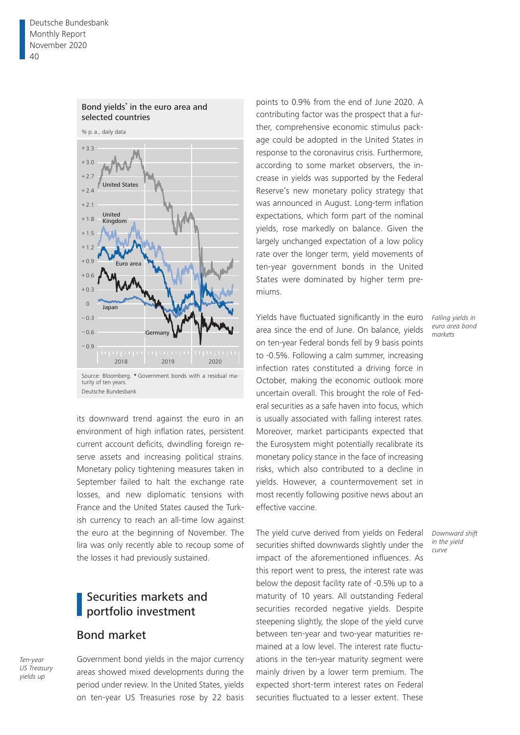**Bond yields* in the euro area and selected countries**

% p. a., daily data

Source: Bloomberg. * Government bonds with a residual maturity of ten years.
Deutsche Bundesbank

its downward trend against the euro in an environment of high inflation rates, persistent current account deficits, dwindling foreign reserve assets and increasing political strains. Monetary policy tightening measures taken in September failed to halt the exchange rate losses, and new diplomatic tensions with France and the United States caused the Turkish currency to reach an all-time low against the euro at the beginning of November. The lira was only recently able to recoup some of the losses it had previously sustained.

# Securities markets and portfolio investment

## Bond market

*Ten-year US Treasury yields up*

Government bond yields in the major currency areas showed mixed developments during the period under review. In the United States, yields on ten-year US Treasuries rose by 22 basis points to 0.9% from the end of June 2020. A contributing factor was the prospect that a further, comprehensive economic stimulus package could be adopted in the United States in response to the coronavirus crisis. Furthermore, according to some market observers, the increase in yields was supported by the Federal Reserve's new monetary policy strategy that was announced in August. Long-term inflation expectations, which form part of the nominal yields, rose markedly on balance. Given the largely unchanged expectation of a low policy rate over the longer term, yield movements of ten-year government bonds in the United States were dominated by higher term premiums.

*Falling yields in euro area bond markets*

Yields have fluctuated significantly in the euro area since the end of June. On balance, yields on ten-year Federal bonds fell by 9 basis points to -0.5%. Following a calm summer, increasing infection rates constituted a driving force in October, making the economic outlook more uncertain overall. This brought the role of Federal securities as a safe haven into focus, which is usually associated with falling interest rates. Moreover, market participants expected that the Eurosystem might potentially recalibrate its monetary policy stance in the face of increasing risks, which also contributed to a decline in yields. However, a countermovement set in most recently following positive news about an effective vaccine.

*Downward shift in the yield curve*

The yield curve derived from yields on Federal securities shifted downwards slightly under the impact of the aforementioned influences. As this report went to press, the interest rate was below the deposit facility rate of -0.5% up to a maturity of 10 years. All outstanding Federal securities recorded negative yields. Despite steepening slightly, the slope of the yield curve between ten-year and two-year maturities remained at a low level. The interest rate fluctuations in the ten-year maturity segment were mainly driven by a lower term premium. The expected short-term interest rates on Federal securities fluctuated to a lesser extent. These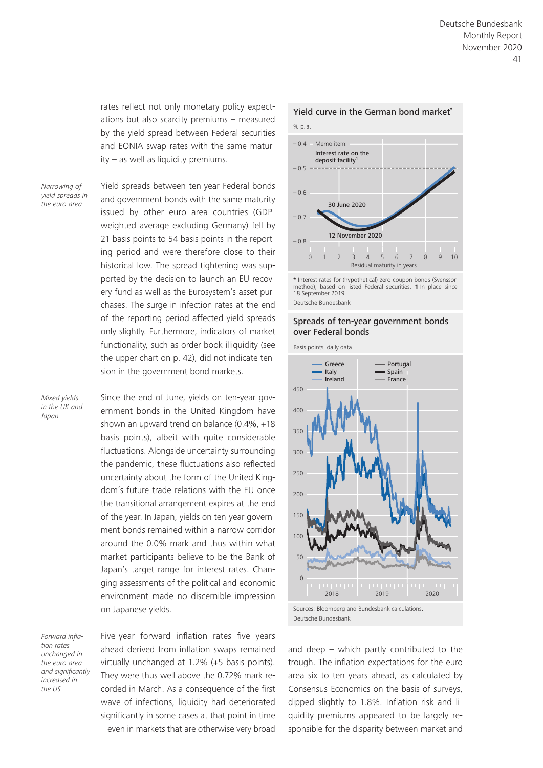rates reflect not only monetary policy expectations but also scarcity premiums – measured by the yield spread between Federal securities and EONIA swap rates with the same maturity – as well as liquidity premiums.

*Narrowing of yield spreads in the euro area*

Yield spreads between ten-year Federal bonds and government bonds with the same maturity issued by other euro area countries (GDP-weighted average excluding Germany) fell by 21 basis points to 54 basis points in the reporting period and were therefore close to their historical low. The spread tightening was supported by the decision to launch an EU recovery fund as well as the Eurosystem's asset purchases. The surge in infection rates at the end of the reporting period affected yield spreads only slightly. Furthermore, indicators of market functionality, such as order book illiquidity (see the upper chart on p. 42), did not indicate tension in the government bond markets.

*Mixed yields in the UK and Japan*

Since the end of June, yields on ten-year government bonds in the United Kingdom have shown an upward trend on balance (0.4%, +18 basis points), albeit with quite considerable fluctuations. Alongside uncertainty surrounding the pandemic, these fluctuations also reflected uncertainty about the form of the United Kingdom's future trade relations with the EU once the transitional arrangement expires at the end of the year. In Japan, yields on ten-year government bonds remained within a narrow corridor around the 0.0% mark and thus within what market participants believe to be the Bank of Japan's target range for interest rates. Changing assessments of the political and economic environment made no discernible impression on Japanese yields.

*Forward inflation rates unchanged in the euro area and significantly increased in the US*

Five-year forward inflation rates five years ahead derived from inflation swaps remained virtually unchanged at 1.2% (+5 basis points). They were thus well above the 0.72% mark recorded in March. As a consequence of the first wave of infections, liquidity had deteriorated significantly in some cases at that point in time – even in markets that are otherwise very broad and deep – which partly contributed to the trough. The inflation expectations for the euro area six to ten years ahead, as calculated by Consensus Economics on the basis of surveys, dipped slightly to 1.8%. Inflation risk and liquidity premiums appeared to be largely responsible for the disparity between market and

**Yield curve in the German bond market***

% p.a.

* Interest rates for (hypothetical) zero coupon bonds (Svensson method), based on listed Federal securities. 1 In place since 18 September 2019.
Deutsche Bundesbank

**Spreads of ten-year government bonds over Federal bonds**

Basis points, daily data

Sources: Bloomberg and Bundesbank calculations.
Deutsche Bundesbank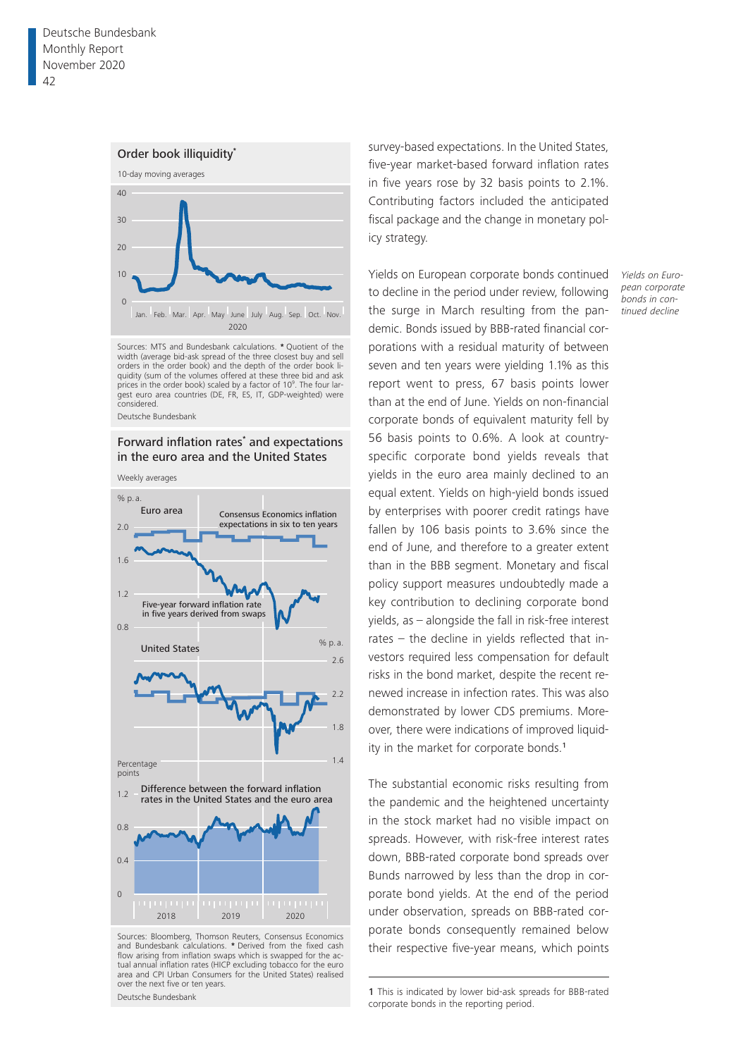### Order book illiquidity*

10-day moving averages

Sources: MTS and Bundesbank calculations. * Quotient of the width (average bid-ask spread of the three closest buy and sell orders in the order book) and the depth of the order book liquidity (sum of the volumes offered at these three bid and ask prices in the order book) scaled by a factor of $10^9$. The four largest euro area countries (DE, FR, ES, IT, GDP-weighted) were considered.

Deutsche Bundesbank

### Forward inflation rates* and expectations in the euro area and the United States

Weekly averages

Sources: Bloomberg, Thomson Reuters, Consensus Economics and Bundesbank calculations. * Derived from the fixed cash flow arising from inflation swaps which is swapped for the actual annual inflation rates (HICP excluding tobacco for the euro area and CPI Urban Consumers for the United States) realised over the next five or ten years.

Deutsche Bundesbank

survey-based expectations. In the United States, five-year market-based forward inflation rates in five years rose by 32 basis points to 2.1%. Contributing factors included the anticipated fiscal package and the change in monetary policy strategy.

*Yields on European corporate bonds in continued decline*

Yields on European corporate bonds continued to decline in the period under review, following the surge in March resulting from the pandemic. Bonds issued by BBB-rated financial corporations with a residual maturity of between seven and ten years were yielding 1.1% as this report went to press, 67 basis points lower than at the end of June. Yields on non-financial corporate bonds of equivalent maturity fell by 56 basis points to 0.6%. A look at country-specific corporate bond yields reveals that yields in the euro area mainly declined to an equal extent. Yields on high-yield bonds issued by enterprises with poorer credit ratings have fallen by 106 basis points to 3.6% since the end of June, and therefore to a greater extent than in the BBB segment. Monetary and fiscal policy support measures undoubtedly made a key contribution to declining corporate bond yields, as – alongside the fall in risk-free interest rates – the decline in yields reflected that investors required less compensation for default risks in the bond market, despite the recent renewed increase in infection rates. This was also demonstrated by lower CDS premiums. Moreover, there were indications of improved liquidity in the market for corporate bonds.[1]

The substantial economic risks resulting from the pandemic and the heightened uncertainty in the stock market had no visible impact on spreads. However, with risk-free interest rates down, BBB-rated corporate bond spreads over Bunds narrowed by less than the drop in corporate bond yields. At the end of the period under observation, spreads on BBB-rated corporate bonds consequently remained below their respective five-year means, which points

1 This is indicated by lower bid-ask spreads for BBB-rated corporate bonds in the reporting period.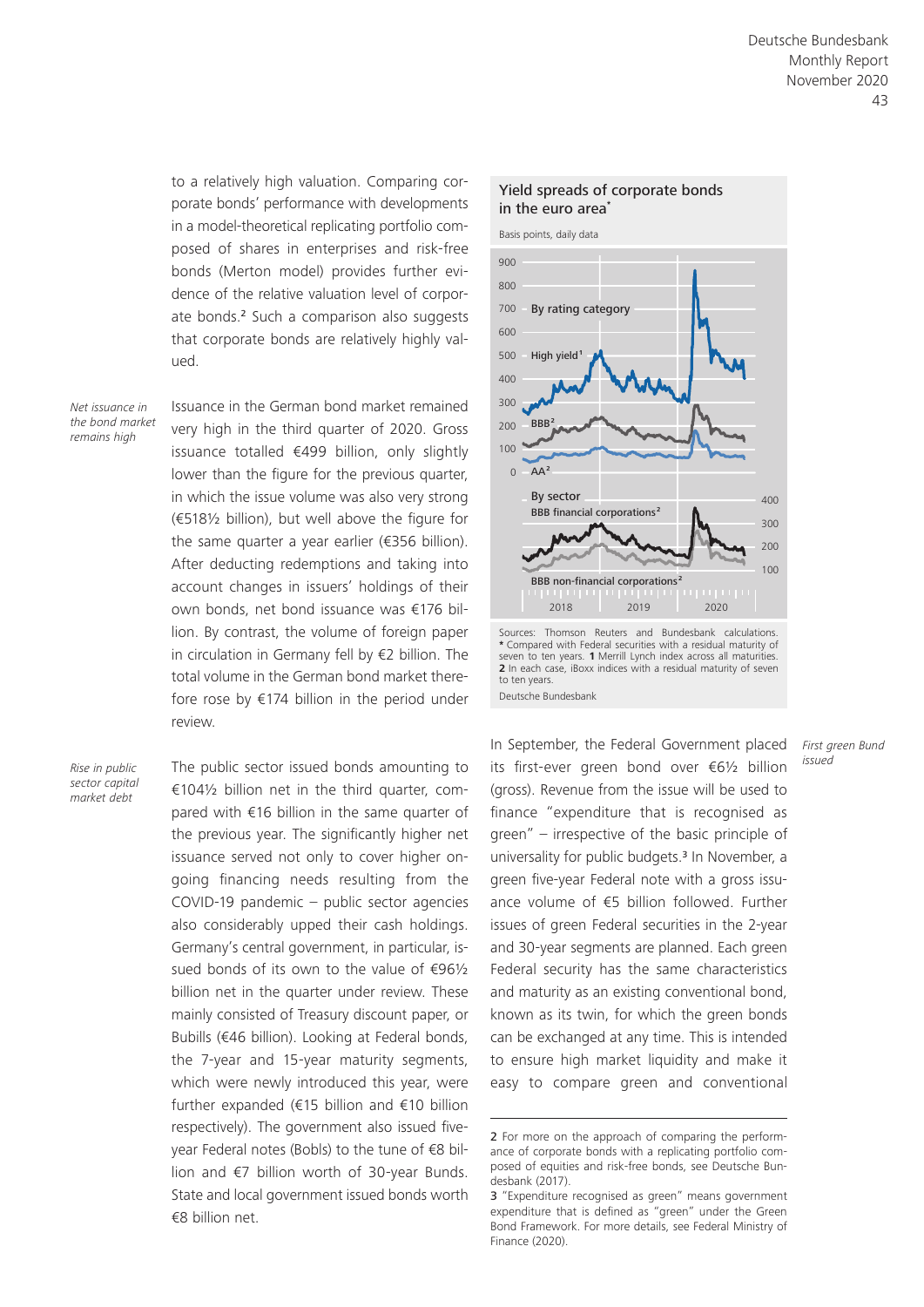to a relatively high valuation. Comparing corporate bonds' performance with developments in a model-theoretical replicating portfolio composed of shares in enterprises and risk-free bonds (Merton model) provides further evidence of the relative valuation level of corporate bonds.[2] Such a comparison also suggests that corporate bonds are relatively highly valued.

*Net issuance in the bond market remains high*

Issuance in the German bond market remained very high in the third quarter of 2020. Gross issuance totalled €499 billion, only slightly lower than the figure for the previous quarter, in which the issue volume was also very strong (€518½ billion), but well above the figure for the same quarter a year earlier (€356 billion). After deducting redemptions and taking into account changes in issuers' holdings of their own bonds, net bond issuance was €176 billion. By contrast, the volume of foreign paper in circulation in Germany fell by €2 billion. The total volume in the German bond market therefore rose by €174 billion in the period under review.

*Rise in public sector capital market debt*

The public sector issued bonds amounting to €104½ billion net in the third quarter, compared with €16 billion in the same quarter of the previous year. The significantly higher net issuance served not only to cover higher ongoing financing needs resulting from the COVID-19 pandemic – public sector agencies also considerably upped their cash holdings. Germany's central government, in particular, issued bonds of its own to the value of €96½ billion net in the quarter under review. These mainly consisted of Treasury discount paper, or Bubills (€46 billion). Looking at Federal bonds, the 7-year and 15-year maturity segments, which were newly introduced this year, were further expanded (€15 billion and €10 billion respectively). The government also issued five-year Federal notes (Bobls) to the tune of €8 billion and €7 billion worth of 30-year Bunds. State and local government issued bonds worth €8 billion net.

**Yield spreads of corporate bonds in the euro area***

Basis points, daily data

Sources: Thomson Reuters and Bundesbank calculations. * Compared with Federal securities with a residual maturity of seven to ten years. 1 Merrill Lynch index across all maturities. 2 In each case, iBoxx indices with a residual maturity of seven to ten years.

Deutsche Bundesbank

*First green Bund issued*

In September, the Federal Government placed its first-ever green bond over €6½ billion (gross). Revenue from the issue will be used to finance "expenditure that is recognised as green" – irrespective of the basic principle of universality for public budgets.[3] In November, a green five-year Federal note with a gross issuance volume of €5 billion followed. Further issues of green Federal securities in the 2-year and 30-year segments are planned. Each green Federal security has the same characteristics and maturity as an existing conventional bond, known as its twin, for which the green bonds can be exchanged at any time. This is intended to ensure high market liquidity and make it easy to compare green and conventional

2 For more on the approach of comparing the performance of corporate bonds with a replicating portfolio composed of equities and risk-free bonds, see Deutsche Bundesbank (2017).

3 "Expenditure recognised as green" means government expenditure that is defined as "green" under the Green Bond Framework. For more details, see Federal Ministry of Finance (2020).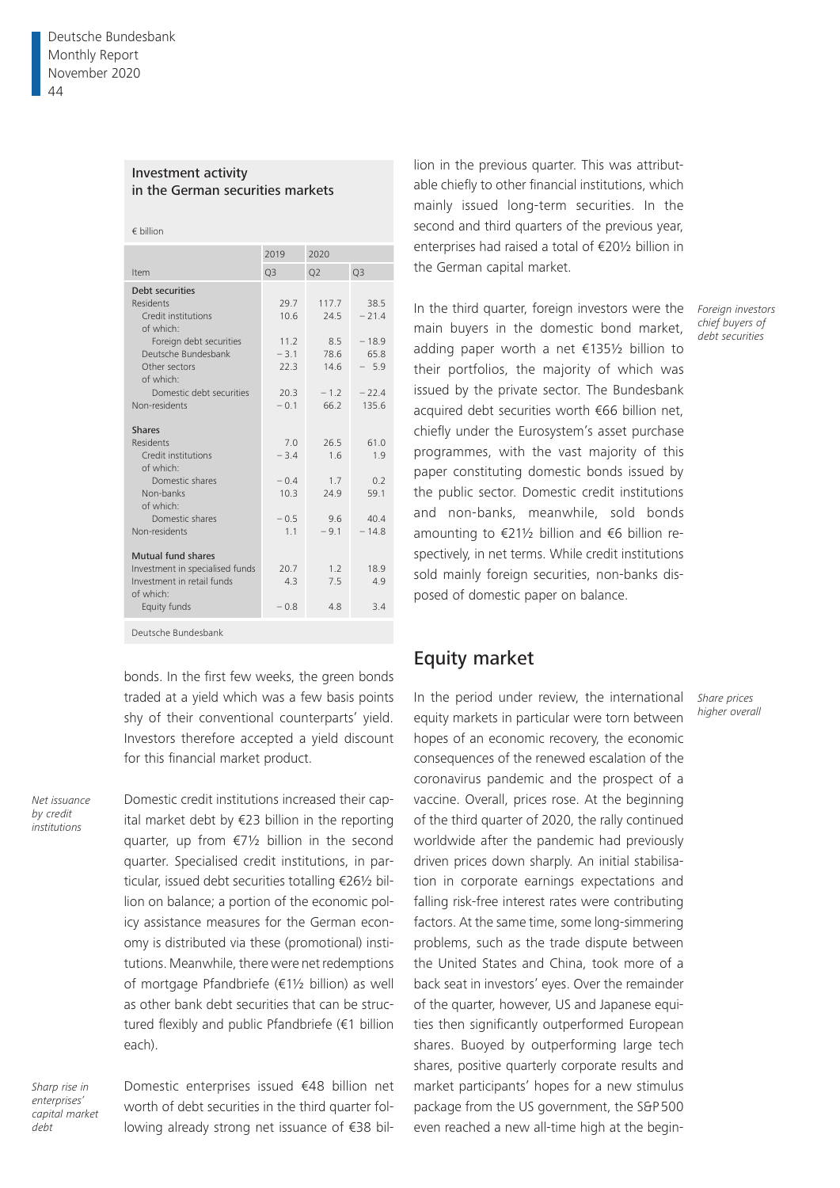**Investment activity in the German securities markets**

€ billion

| Item | 2019 Q3 | 2020 Q2 | 2020 Q3 |
|---|---|---|---|
| **Debt securities** | | | |
| Residents | 29.7 | 117.7 | 38.5 |
| Credit institutions | 10.6 | 24.5 | − 21.4 |
| of which: | | | |
| Foreign debt securities | 11.2 | 8.5 | − 18.9 |
| Deutsche Bundesbank | − 3.1 | 78.6 | 65.8 |
| Other sectors | 22.3 | 14.6 | − 5.9 |
| of which: | | | |
| Domestic debt securities | 20.3 | − 1.2 | − 22.4 |
| Non-residents | − 0.1 | 66.2 | 135.6 |
| **Shares** | | | |
| Residents | 7.0 | 26.5 | 61.0 |
| Credit institutions | − 3.4 | 1.6 | 1.9 |
| of which: | | | |
| Domestic shares | − 0.4 | 1.7 | 0.2 |
| Non-banks | 10.3 | 24.9 | 59.1 |
| of which: | | | |
| Domestic shares | − 0.5 | 9.6 | 40.4 |
| Non-residents | 1.1 | − 9.1 | − 14.8 |
| **Mutual fund shares** | | | |
| Investment in specialised funds | 20.7 | 1.2 | 18.9 |
| Investment in retail funds | 4.3 | 7.5 | 4.9 |
| of which: | | | |
| Equity funds | − 0.8 | 4.8 | 3.4 |

Deutsche Bundesbank

bonds. In the first few weeks, the green bonds traded at a yield which was a few basis points shy of their conventional counterparts' yield. Investors therefore accepted a yield discount for this financial market product.

*Net issuance by credit institutions*

Domestic credit institutions increased their capital market debt by €23 billion in the reporting quarter, up from €7½ billion in the second quarter. Specialised credit institutions, in particular, issued debt securities totalling €26½ billion on balance; a portion of the economic policy assistance measures for the German economy is distributed via these (promotional) institutions. Meanwhile, there were net redemptions of mortgage Pfandbriefe (€1½ billion) as well as other bank debt securities that can be structured flexibly and public Pfandbriefe (€1 billion each).

*Sharp rise in enterprises' capital market debt*

Domestic enterprises issued €48 billion net worth of debt securities in the third quarter following already strong net issuance of €38 billion in the previous quarter. This was attributable chiefly to other financial institutions, which mainly issued long-term securities. In the second and third quarters of the previous year, enterprises had raised a total of €20½ billion in the German capital market.

*Foreign investors chief buyers of debt securities*

In the third quarter, foreign investors were the main buyers in the domestic bond market, adding paper worth a net €135½ billion to their portfolios, the majority of which was issued by the private sector. The Bundesbank acquired debt securities worth €66 billion net, chiefly under the Eurosystem's asset purchase programmes, with the vast majority of this paper constituting domestic bonds issued by the public sector. Domestic credit institutions and non-banks, meanwhile, sold bonds amounting to €21½ billion and €6 billion respectively, in net terms. While credit institutions sold mainly foreign securities, non-banks disposed of domestic paper on balance.

## Equity market

*Share prices higher overall*

In the period under review, the international equity markets in particular were torn between hopes of an economic recovery, the economic consequences of the renewed escalation of the coronavirus pandemic and the prospect of a vaccine. Overall, prices rose. At the beginning of the third quarter of 2020, the rally continued worldwide after the pandemic had previously driven prices down sharply. An initial stabilisation in corporate earnings expectations and falling risk-free interest rates were contributing factors. At the same time, some long-simmering problems, such as the trade dispute between the United States and China, took more of a back seat in investors' eyes. Over the remainder of the quarter, however, US and Japanese equities then significantly outperformed European shares. Buoyed by outperforming large tech shares, positive quarterly corporate results and market participants' hopes for a new stimulus package from the US government, the S&P 500 even reached a new all-time high at the begin-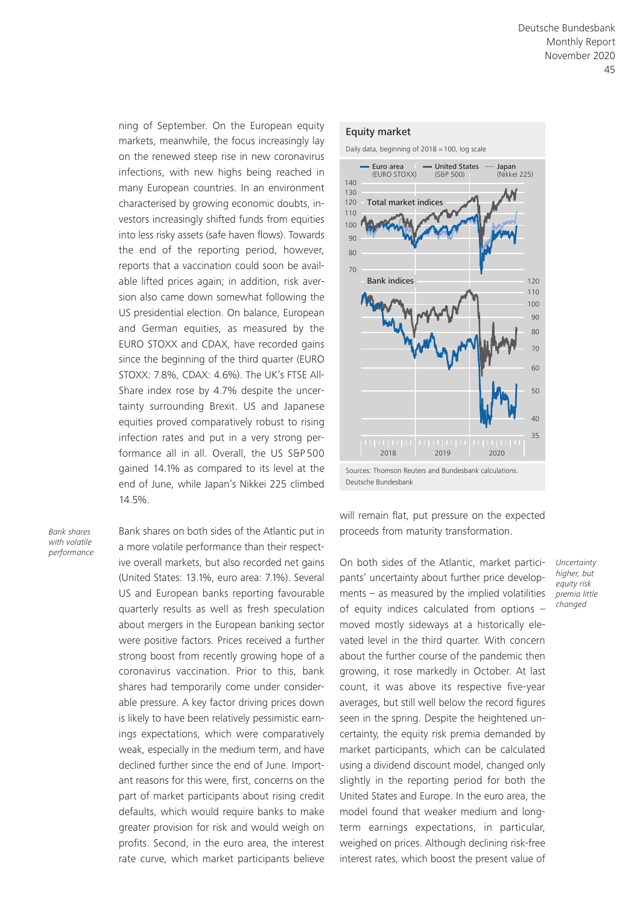ning of September. On the European equity markets, meanwhile, the focus increasingly lay on the renewed steep rise in new coronavirus infections, with new highs being reached in many European countries. In an environment characterised by growing economic doubts, investors increasingly shifted funds from equities into less risky assets (safe haven flows). Towards the end of the reporting period, however, reports that a vaccination could soon be available lifted prices again; in addition, risk aversion also came down somewhat following the US presidential election. On balance, European and German equities, as measured by the EURO STOXX and CDAX, have recorded gains since the beginning of the third quarter (EURO STOXX: 7.8%, CDAX: 4.6%). The UK's FTSE All-Share index rose by 4.7% despite the uncertainty surrounding Brexit. US and Japanese equities proved comparatively robust to rising infection rates and put in a very strong performance all in all. Overall, the US S&P 500 gained 14.1% as compared to its level at the end of June, while Japan's Nikkei 225 climbed 14.5%.

**Equity market**

Daily data, beginning of 2018 = 100, log scale

Euro area (EURO STOXX) — United States (S&P 500) — Japan (Nikkei 225)

Total market indices

Bank indices

Sources: Thomson Reuters and Bundesbank calculations.
Deutsche Bundesbank

*Bank shares with volatile performance*

Bank shares on both sides of the Atlantic put in a more volatile performance than their respective overall markets, but also recorded net gains (United States: 13.1%, euro area: 7.1%). Several US and European banks reporting favourable quarterly results as well as fresh speculation about mergers in the European banking sector were positive factors. Prices received a further strong boost from recently growing hope of a coronavirus vaccination. Prior to this, bank shares had temporarily come under considerable pressure. A key factor driving prices down is likely to have been relatively pessimistic earnings expectations, which were comparatively weak, especially in the medium term, and have declined further since the end of June. Important reasons for this were, first, concerns on the part of market participants about rising credit defaults, which would require banks to make greater provision for risk and would weigh on profits. Second, in the euro area, the interest rate curve, which market participants believe will remain flat, put pressure on the expected proceeds from maturity transformation.

*Uncertainty higher, but equity risk premia little changed*

On both sides of the Atlantic, market participants' uncertainty about further price developments – as measured by the implied volatilities of equity indices calculated from options – moved mostly sideways at a historically elevated level in the third quarter. With concern about the further course of the pandemic then growing, it rose markedly in October. At last count, it was above its respective five-year averages, but still well below the record figures seen in the spring. Despite the heightened uncertainty, the equity risk premia demanded by market participants, which can be calculated using a dividend discount model, changed only slightly in the reporting period for both the United States and Europe. In the euro area, the model found that weaker medium and long-term earnings expectations, in particular, weighed on prices. Although declining risk-free interest rates, which boost the present value of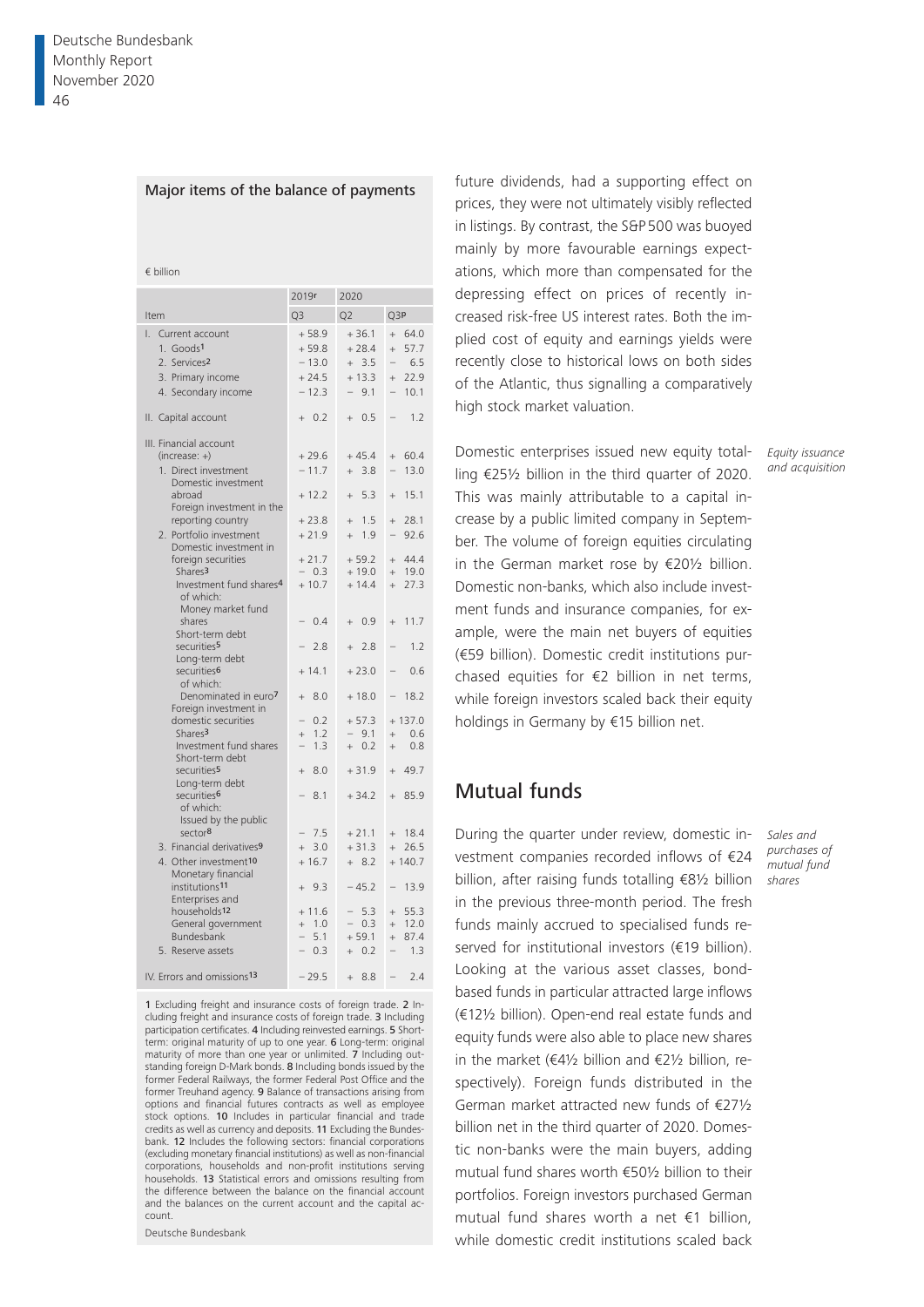### Major items of the balance of payments

€ billion

| Item | 2019r Q3 | 2020 Q2 | 2020 Q3p |
|---|---|---|---|
| I. Current account | + 58.9 | + 36.1 | + 64.0 |
| 1. Goods[1] | + 59.8 | + 28.4 | + 57.7 |
| 2. Services[2] | − 13.0 | + 3.5 | − 6.5 |
| 3. Primary income | + 24.5 | + 13.3 | + 22.9 |
| 4. Secondary income | − 12.3 | − 9.1 | − 10.1 |
| II. Capital account | + 0.2 | + 0.5 | − 1.2 |
| III. Financial account (increase: +) | + 29.6 | + 45.4 | + 60.4 |
| 1. Direct investment | − 11.7 | + 3.8 | − 13.0 |
| Domestic investment abroad | + 12.2 | + 5.3 | + 15.1 |
| Foreign investment in the reporting country | + 23.8 | + 1.5 | + 28.1 |
| 2. Portfolio investment | + 21.9 | + 1.9 | − 92.6 |
| Domestic investment in foreign securities | + 21.7 | + 59.2 | + 44.4 |
| Shares[3] | − 0.3 | + 19.0 | + 19.0 |
| Investment fund shares[4] | + 10.7 | + 14.4 | + 27.3 |
| of which: Money market fund shares | − 0.4 | + 0.9 | + 11.7 |
| Short-term debt securities[5] | − 2.8 | + 2.8 | − 1.2 |
| Long-term debt securities[6] | + 14.1 | + 23.0 | − 0.6 |
| of which: Denominated in euro[7] | + 8.0 | + 18.0 | − 18.2 |
| Foreign investment in domestic securities | − 0.2 | + 57.3 | + 137.0 |
| Shares[3] | + 1.2 | − 9.1 | + 0.6 |
| Investment fund shares | − 1.3 | + 0.2 | + 0.8 |
| Short-term debt securities[5] | + 8.0 | + 31.9 | + 49.7 |
| Long-term debt securities[6] | − 8.1 | + 34.2 | + 85.9 |
| of which: Issued by the public sector[8] | − 7.5 | + 21.1 | + 18.4 |
| 3. Financial derivatives[9] | + 3.0 | + 31.3 | + 26.5 |
| 4. Other investment[10] | + 16.7 | + 8.2 | + 140.7 |
| Monetary financial institutions[11] | + 9.3 | − 45.2 | − 13.9 |
| Enterprises and households[12] | + 11.6 | − 5.3 | + 55.3 |
| General government | + 1.0 | − 0.3 | + 12.0 |
| Bundesbank | − 5.1 | + 59.1 | + 87.4 |
| 5. Reserve assets | − 0.3 | + 0.2 | − 1.3 |
| IV. Errors and omissions[13] | − 29.5 | + 8.8 | − 2.4 |

1 Excluding freight and insurance costs of foreign trade. 2 Including freight and insurance costs of foreign trade. 3 Including participation certificates. 4 Including reinvested earnings. 5 Short-term: original maturity of up to one year. 6 Long-term: original maturity of more than one year or unlimited. 7 Including outstanding foreign D-Mark bonds. 8 Including bonds issued by the former Federal Railways, the former Federal Post Office and the former Treuhand agency. 9 Balance of transactions arising from options and financial futures contracts as well as employee stock options. 10 Includes in particular financial and trade credits as well as currency and deposits. 11 Excluding the Bundesbank. 12 Includes the following sectors: financial corporations (excluding monetary financial institutions) as well as non-financial corporations, households and non-profit institutions serving households. 13 Statistical errors and omissions resulting from the difference between the balance on the financial account and the balances on the current account and the capital account.

Deutsche Bundesbank

future dividends, had a supporting effect on prices, they were not ultimately visibly reflected in listings. By contrast, the S&P 500 was buoyed mainly by more favourable earnings expectations, which more than compensated for the depressing effect on prices of recently increased risk-free US interest rates. Both the implied cost of equity and earnings yields were recently close to historical lows on both sides of the Atlantic, thus signalling a comparatively high stock market valuation.

*Equity issuance and acquisition*

Domestic enterprises issued new equity totalling €25½ billion in the third quarter of 2020. This was mainly attributable to a capital increase by a public limited company in September. The volume of foreign equities circulating in the German market rose by €20½ billion. Domestic non-banks, which also include investment funds and insurance companies, for example, were the main net buyers of equities (€59 billion). Domestic credit institutions purchased equities for €2 billion in net terms, while foreign investors scaled back their equity holdings in Germany by €15 billion net.

## Mutual funds

*Sales and purchases of mutual fund shares*

During the quarter under review, domestic investment companies recorded inflows of €24 billion, after raising funds totalling €8½ billion in the previous three-month period. The fresh funds mainly accrued to specialised funds reserved for institutional investors (€19 billion). Looking at the various asset classes, bond-based funds in particular attracted large inflows (€12½ billion). Open-end real estate funds and equity funds were also able to place new shares in the market (€4½ billion and €2½ billion, respectively). Foreign funds distributed in the German market attracted new funds of €27½ billion net in the third quarter of 2020. Domestic non-banks were the main buyers, adding mutual fund shares worth €50½ billion to their portfolios. Foreign investors purchased German mutual fund shares worth a net €1 billion, while domestic credit institutions scaled back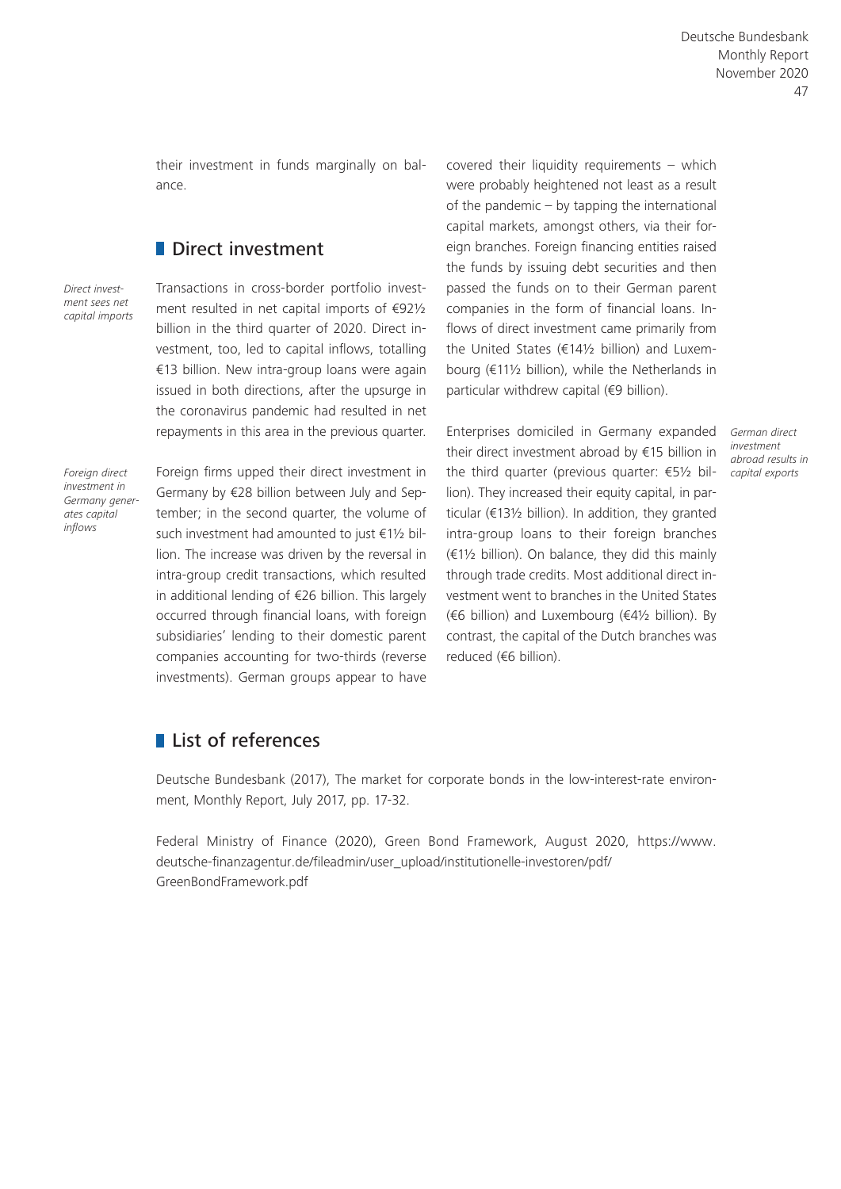their investment in funds marginally on balance.

## Direct investment

*Direct investment sees net capital imports*

Transactions in cross-border portfolio investment resulted in net capital imports of €92½ billion in the third quarter of 2020. Direct investment, too, led to capital inflows, totalling €13 billion. New intra-group loans were again issued in both directions, after the upsurge in the coronavirus pandemic had resulted in net repayments in this area in the previous quarter.

*Foreign direct investment in Germany generates capital inflows*

Foreign firms upped their direct investment in Germany by €28 billion between July and September; in the second quarter, the volume of such investment had amounted to just €1½ billion. The increase was driven by the reversal in intra-group credit transactions, which resulted in additional lending of €26 billion. This largely occurred through financial loans, with foreign subsidiaries' lending to their domestic parent companies accounting for two-thirds (reverse investments). German groups appear to have covered their liquidity requirements – which were probably heightened not least as a result of the pandemic – by tapping the international capital markets, amongst others, via their foreign branches. Foreign financing entities raised the funds by issuing debt securities and then passed the funds on to their German parent companies in the form of financial loans. Inflows of direct investment came primarily from the United States (€14½ billion) and Luxembourg (€11½ billion), while the Netherlands in particular withdrew capital (€9 billion).

*German direct investment abroad results in capital exports*

Enterprises domiciled in Germany expanded their direct investment abroad by €15 billion in the third quarter (previous quarter: €5½ billion). They increased their equity capital, in particular (€13½ billion). In addition, they granted intra-group loans to their foreign branches (€1½ billion). On balance, they did this mainly through trade credits. Most additional direct investment went to branches in the United States (€6 billion) and Luxembourg (€4½ billion). By contrast, the capital of the Dutch branches was reduced (€6 billion).

## List of references

Deutsche Bundesbank (2017), The market for corporate bonds in the low-interest-rate environment, Monthly Report, July 2017, pp. 17-32.

Federal Ministry of Finance (2020), Green Bond Framework, August 2020, https://www.deutsche-finanzagentur.de/fileadmin/user_upload/institutionelle-investoren/pdf/GreenBondFramework.pdf